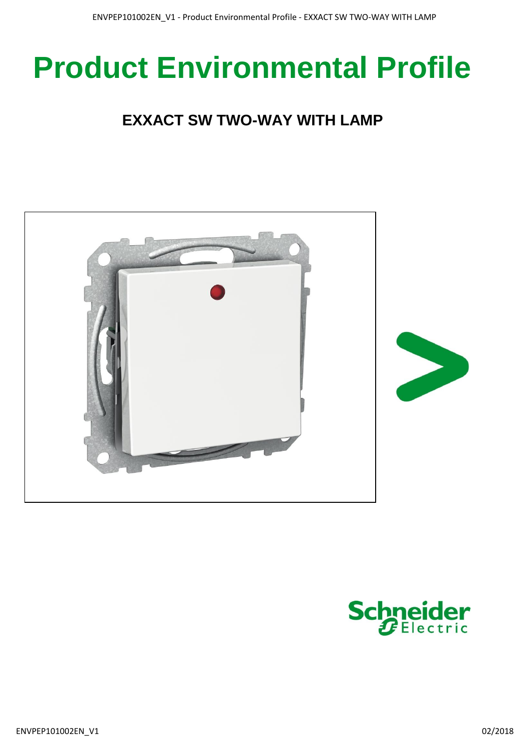# Product Environmental Profile

## EXXACT SW TWO-WAY WITH LAMP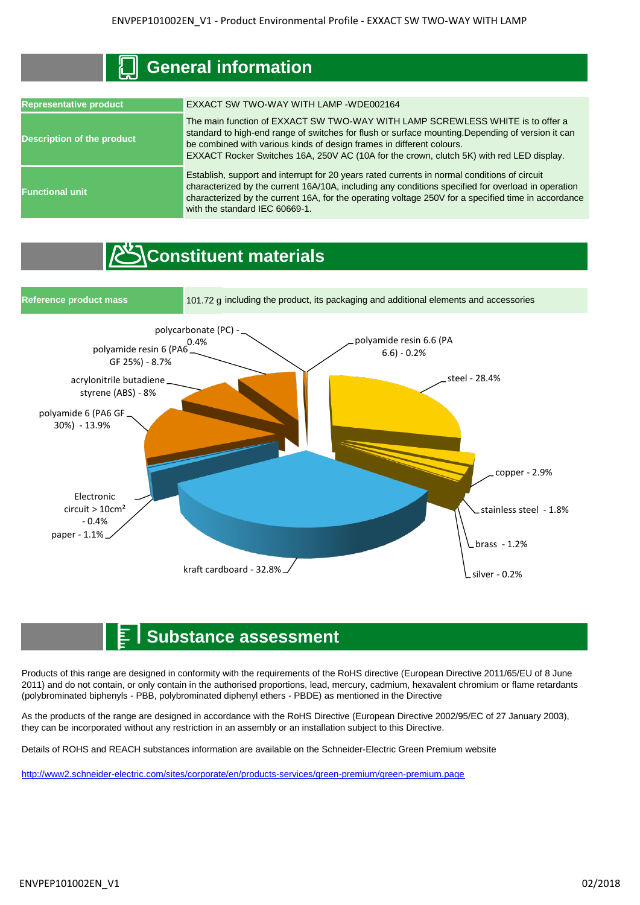## General information

| Representative product | EXXACT SW TWO-WAY WITH LAMP -WDE002164 |
|---|---|
| Description of the product | The main function of EXXACT SW TWO-WAY WITH LAMP SCREWLESS WHITE is to offer a standard to high-end range of switches for flush or surface mounting.Depending of version it can be combined with various kinds of design frames in different colours. EXXACT Rocker Switches 16A, 250V AC (10A for the crown, clutch 5K) with red LED display. |
| Functional unit | Establish, support and interrupt for 20 years rated currents in normal conditions of circuit characterized by the current 16A/10A, including any conditions specified for overload in operation characterized by the current 16A, for the operating voltage 250V for a specified time in accordance with the standard IEC 60669-1. |

## Constituent materials

| Reference product mass | 101.72 g including the product, its packaging and additional elements and accessories |
|---|---|

- polycarbonate (PC) - 0.4%
- polyamide resin 6.6 (PA 6.6) - 0.2%
- steel - 28.4%
- copper - 2.9%
- stainless steel - 1.8%
- brass - 1.2%
- silver - 0.2%
- kraft cardboard - 32.8%
- paper - 1.1%
- Electronic circuit > 10cm² - 0.4%
- polyamide 6 (PA6 GF 30%) - 13.9%
- acrylonitrile butadiene styrene (ABS) - 8%
- polyamide resin 6 (PA6 GF 25%) - 8.7%

## Substance assessment

Products of this range are designed in conformity with the requirements of the RoHS directive (European Directive 2011/65/EU of 8 June 2011) and do not contain, or only contain in the authorised proportions, lead, mercury, cadmium, hexavalent chromium or flame retardants (polybrominated biphenyls - PBB, polybrominated diphenyl ethers - PBDE) as mentioned in the Directive

As the products of the range are designed in accordance with the RoHS Directive (European Directive 2002/95/EC of 27 January 2003), they can be incorporated without any restriction in an assembly or an installation subject to this Directive.

Details of ROHS and REACH substances information are available on the Schneider-Electric Green Premium website

http://www2.schneider-electric.com/sites/corporate/en/products-services/green-premium/green-premium.page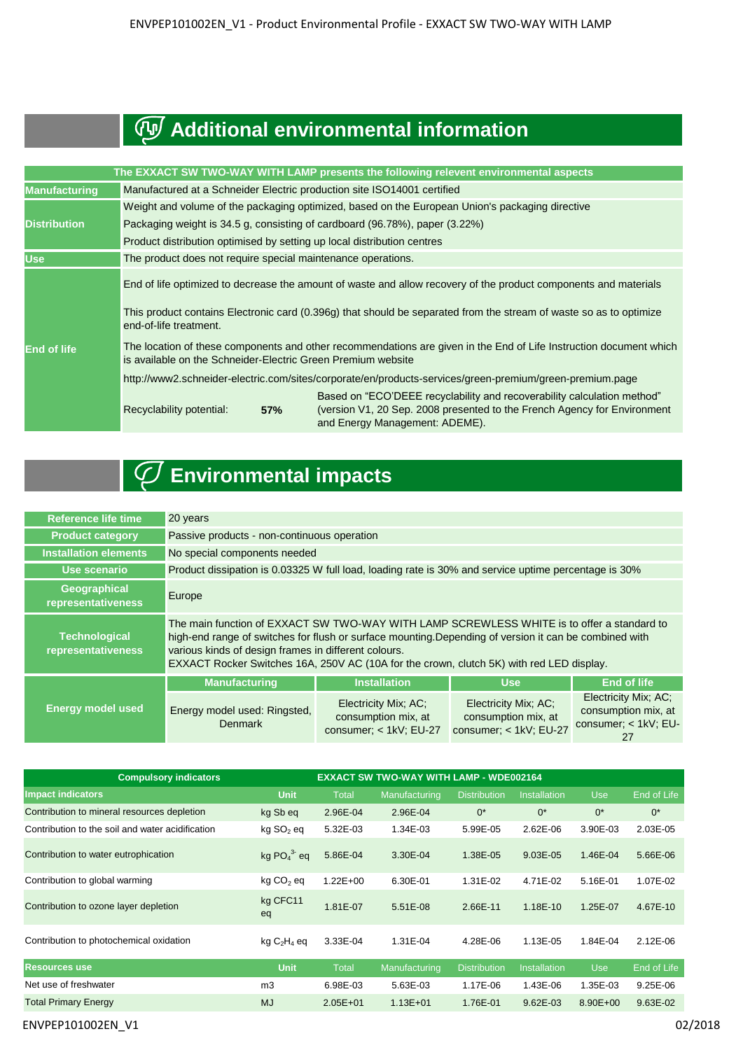## Additional environmental information

| The EXXACT SW TWO-WAY WITH LAMP presents the following relevent environmental aspects | | | |
|---|---|---|---|
| **Manufacturing** | Manufactured at a Schneider Electric production site ISO14001 certified | | |
| **Distribution** | Weight and volume of the packaging optimized, based on the European Union's packaging directive | | |
| | Packaging weight is 34.5 g, consisting of cardboard (96.78%), paper (3.22%) | | |
| | Product distribution optimised by setting up local distribution centres | | |
| **Use** | The product does not require special maintenance operations. | | |
| **End of life** | End of life optimized to decrease the amount of waste and allow recovery of the product components and materials | | |
| | This product contains Electronic card (0.396g) that should be separated from the stream of waste so as to optimize end-of-life treatment. | | |
| | The location of these components and other recommendations are given in the End of Life Instruction document which is available on the Schneider-Electric Green Premium website | | |
| | http://www2.schneider-electric.com/sites/corporate/en/products-services/green-premium/green-premium.page | | |
| | Recyclability potential: | 57% | Based on "ECO'DEEE recyclability and recoverability calculation method" (version V1, 20 Sep. 2008 presented to the French Agency for Environment and Energy Management: ADEME). |

## Environmental impacts

| | | | | |
|---|---|---|---|---|
| **Reference life time** | 20 years | | | |
| **Product category** | Passive products - non-continuous operation | | | |
| **Installation elements** | No special components needed | | | |
| **Use scenario** | Product dissipation is 0.03325 W full load, loading rate is 30% and service uptime percentage is 30% | | | |
| **Geographical representativeness** | Europe | | | |
| **Technological representativeness** | The main function of EXXACT SW TWO-WAY WITH LAMP SCREWLESS WHITE is to offer a standard to high-end range of switches for flush or surface mounting.Depending of version it can be combined with various kinds of design frames in different colours. EXXACT Rocker Switches 16A, 250V AC (10A for the crown, clutch 5K) with red LED display. | | | |
| **Energy model used** | **Manufacturing** | **Installation** | **Use** | **End of life** |
| | Energy model used: Ringsted, Denmark | Electricity Mix; AC; consumption mix, at consumer; < 1kV; EU-27 | Electricity Mix; AC; consumption mix, at consumer; < 1kV; EU-27 | Electricity Mix; AC; consumption mix, at consumer; < 1kV; EU-27 |

| Compulsory indicators | | EXXACT SW TWO-WAY WITH LAMP - WDE002164 | | | | | |
|---|---|---|---|---|---|---|---|
| **Impact indicators** | **Unit** | **Total** | **Manufacturing** | **Distribution** | **Installation** | **Use** | **End of Life** |
| Contribution to mineral resources depletion | kg Sb eq | 2.96E-04 | 2.96E-04 | 0* | 0* | 0* | 0* |
| Contribution to the soil and water acidification | kg $SO_2$ eq | 5.32E-03 | 1.34E-03 | 5.99E-05 | 2.62E-06 | 3.90E-03 | 2.03E-05 |
| Contribution to water eutrophication | kg $PO_4^{3-}$ eq | 5.86E-04 | 3.30E-04 | 1.38E-05 | 9.03E-05 | 1.46E-04 | 5.66E-06 |
| Contribution to global warming | kg $CO_2$ eq | 1.22E+00 | 6.30E-01 | 1.31E-02 | 4.71E-02 | 5.16E-01 | 1.07E-02 |
| Contribution to ozone layer depletion | kg CFC11 eq | 1.81E-07 | 5.51E-08 | 2.66E-11 | 1.18E-10 | 1.25E-07 | 4.67E-10 |
| Contribution to photochemical oxidation | kg $C_2H_4$ eq | 3.33E-04 | 1.31E-04 | 4.28E-06 | 1.13E-05 | 1.84E-04 | 2.12E-06 |
| **Resources use** | **Unit** | **Total** | **Manufacturing** | **Distribution** | **Installation** | **Use** | **End of Life** |
| Net use of freshwater | m3 | 6.98E-03 | 5.63E-03 | 1.17E-06 | 1.43E-06 | 1.35E-03 | 9.25E-06 |
| Total Primary Energy | MJ | 2.05E+01 | 1.13E+01 | 1.76E-01 | 9.62E-03 | 8.90E+00 | 9.63E-02 |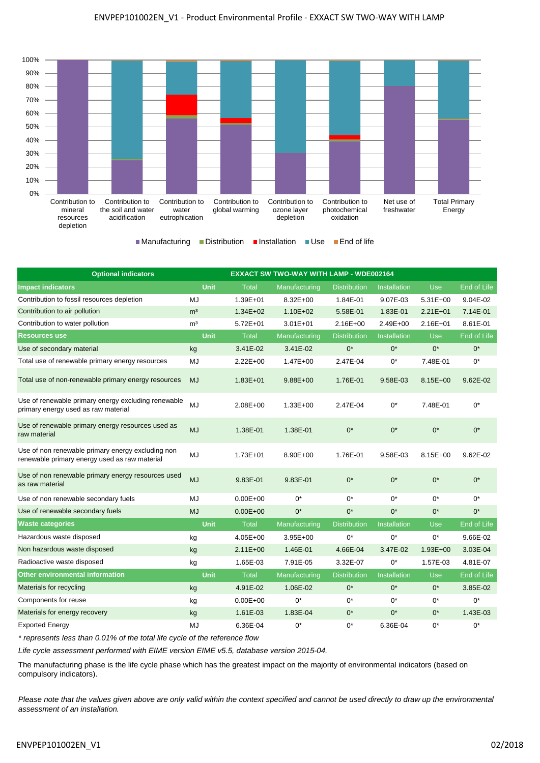100%
90%
80%
70%
60%
50%
40%
30%
20%
10%
0%

Contribution to mineral resources depletion | Contribution to the soil and water acidification | Contribution to water eutrophication | Contribution to global warming | Contribution to ozone layer depletion | Contribution to photochemical oxidation | Net use of freshwater | Total Primary Energy

■ Manufacturing ■ Distribution ■ Installation ■ Use ■ End of life

| Optional indicators | | EXXACT SW TWO-WAY WITH LAMP - WDE002164 | | | | | |
|---|---|---|---|---|---|---|---|
| **Impact indicators** | **Unit** | **Total** | **Manufacturing** | **Distribution** | **Installation** | **Use** | **End of Life** |
| Contribution to fossil resources depletion | MJ | 1.39E+01 | 8.32E+00 | 1.84E-01 | 9.07E-03 | 5.31E+00 | 9.04E-02 |
| Contribution to air pollution | m³ | 1.34E+02 | 1.10E+02 | 5.58E-01 | 1.83E-01 | 2.21E+01 | 7.14E-01 |
| Contribution to water pollution | m³ | 5.72E+01 | 3.01E+01 | 2.16E+00 | 2.49E+00 | 2.16E+01 | 8.61E-01 |
| **Resources use** | **Unit** | **Total** | **Manufacturing** | **Distribution** | **Installation** | **Use** | **End of Life** |
| Use of secondary material | kg | 3.41E-02 | 3.41E-02 | 0* | 0* | 0* | 0* |
| Total use of renewable primary energy resources | MJ | 2.22E+00 | 1.47E+00 | 2.47E-04 | 0* | 7.48E-01 | 0* |
| Total use of non-renewable primary energy resources | MJ | 1.83E+01 | 9.88E+00 | 1.76E-01 | 9.58E-03 | 8.15E+00 | 9.62E-02 |
| Use of renewable primary energy excluding renewable primary energy used as raw material | MJ | 2.08E+00 | 1.33E+00 | 2.47E-04 | 0* | 7.48E-01 | 0* |
| Use of renewable primary energy resources used as raw material | MJ | 1.38E-01 | 1.38E-01 | 0* | 0* | 0* | 0* |
| Use of non renewable primary energy excluding non renewable primary energy used as raw material | MJ | 1.73E+01 | 8.90E+00 | 1.76E-01 | 9.58E-03 | 8.15E+00 | 9.62E-02 |
| Use of non renewable primary energy resources used as raw material | MJ | 9.83E-01 | 9.83E-01 | 0* | 0* | 0* | 0* |
| Use of non renewable secondary fuels | MJ | 0.00E+00 | 0* | 0* | 0* | 0* | 0* |
| Use of renewable secondary fuels | MJ | 0.00E+00 | 0* | 0* | 0* | 0* | 0* |
| **Waste categories** | **Unit** | **Total** | **Manufacturing** | **Distribution** | **Installation** | **Use** | **End of Life** |
| Hazardous waste disposed | kg | 4.05E+00 | 3.95E+00 | 0* | 0* | 0* | 9.66E-02 |
| Non hazardous waste disposed | kg | 2.11E+00 | 1.46E-01 | 4.66E-04 | 3.47E-02 | 1.93E+00 | 3.03E-04 |
| Radioactive waste disposed | kg | 1.65E-03 | 7.91E-05 | 3.32E-07 | 0* | 1.57E-03 | 4.81E-07 |
| **Other environmental information** | **Unit** | **Total** | **Manufacturing** | **Distribution** | **Installation** | **Use** | **End of Life** |
| Materials for recycling | kg | 4.91E-02 | 1.06E-02 | 0* | 0* | 0* | 3.85E-02 |
| Components for reuse | kg | 0.00E+00 | 0* | 0* | 0* | 0* | 0* |
| Materials for energy recovery | kg | 1.61E-03 | 1.83E-04 | 0* | 0* | 0* | 1.43E-03 |
| Exported Energy | MJ | 6.36E-04 | 0* | 0* | 6.36E-04 | 0* | 0* |

*\* represents less than 0.01% of the total life cycle of the reference flow*

*Life cycle assessment performed with EIME version EIME v5.5, database version 2015-04.*

The manufacturing phase is the life cycle phase which has the greatest impact on the majority of environmental indicators (based on compulsory indicators).

*Please note that the values given above are only valid within the context specified and cannot be used directly to draw up the environmental assessment of an installation.*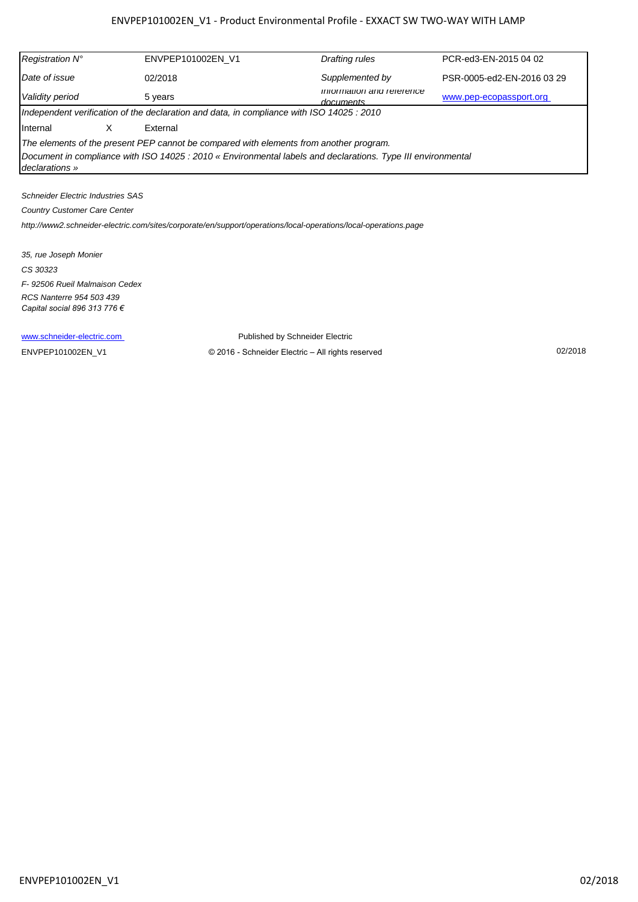| | | | |
|---|---|---|---|
| *Registration N°* | ENVPEP101002EN_V1 | *Drafting rules* | PCR-ed3-EN-2015 04 02 |
| *Date of issue* | 02/2018 | *Supplemented by* | PSR-0005-ed2-EN-2016 03 29 |
| *Validity period* | 5 years | *Information and reference documents* | www.pep-ecopassport.org |
| *Independent verification of the declaration and data, in compliance with ISO 14025 : 2010* | | | |
| Internal X | External | | |
| *The elements of the present PEP cannot be compared with elements from another program.* | | | |
| *Document in compliance with ISO 14025 : 2010 « Environmental labels and declarations. Type III environmental declarations »* | | | |

*Schneider Electric Industries SAS*

*Country Customer Care Center*

*http://www2.schneider-electric.com/sites/corporate/en/support/operations/local-operations/local-operations.page*

*35, rue Joseph Monier*
*CS 30323*
*F- 92506 Rueil Malmaison Cedex*
*RCS Nanterre 954 503 439*
*Capital social 896 313 776 €*

www.schneider-electric.com

Published by Schneider Electric

ENVPEP101002EN_V1 © 2016 - Schneider Electric – All rights reserved 02/2018